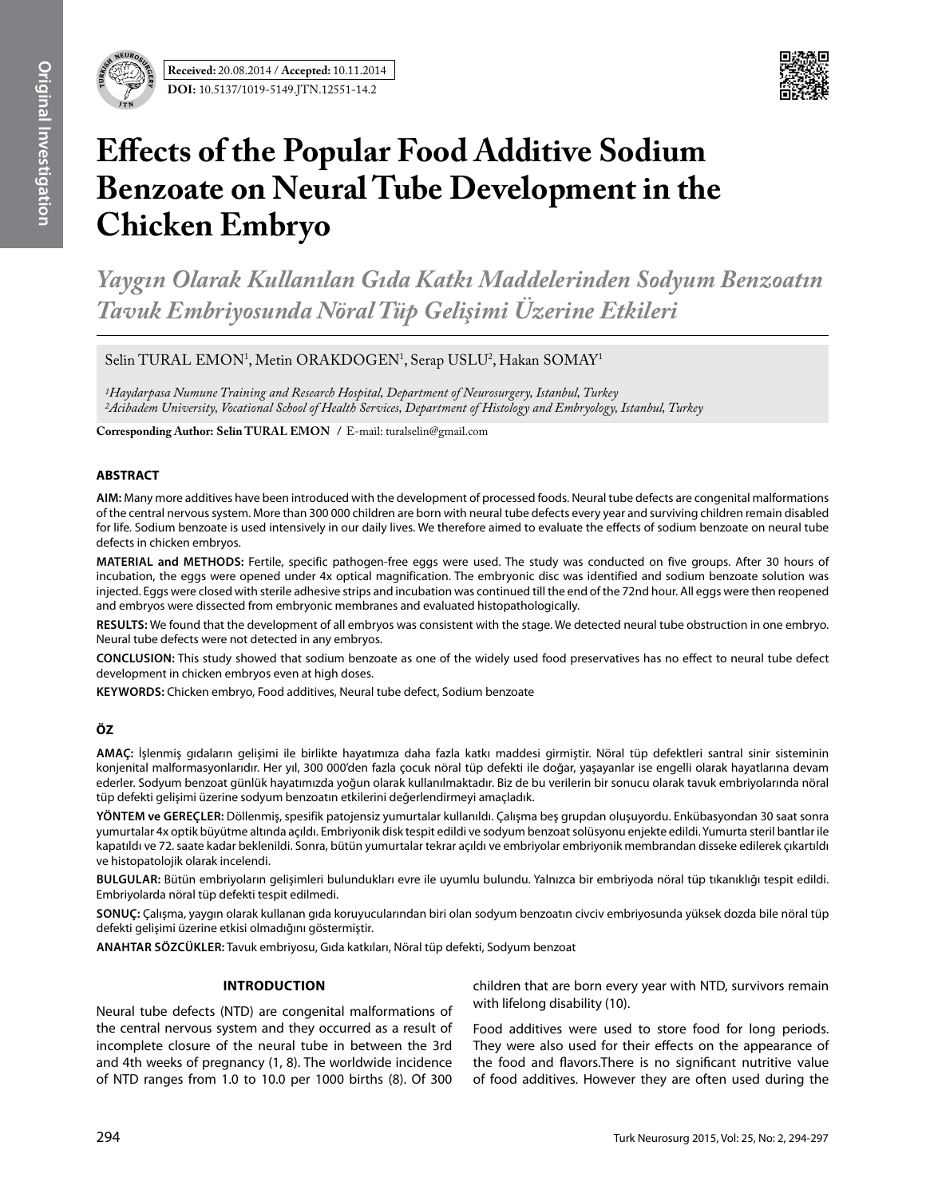Original Investigation

**Received:** 20.08.2014 / **Accepted:** 10.11.2014

**DOI:** 10.5137/1019-5149.JTN.12551-14.2

# Effects of the Popular Food Additive Sodium Benzoate on Neural Tube Development in the Chicken Embryo

## *Yaygın Olarak Kullanılan Gıda Katkı Maddelerinden Sodyum Benzoatın Tavuk Embriyosunda Nöral Tüp Gelişimi Üzerine Etkileri*

Selin TURAL EMON[1], Metin ORAKDOGEN[1], Serap USLU[2], Hakan SOMAY[1]

*[1]Haydarpasa Numune Training and Research Hospital, Department of Neurosurgery, Istanbul, Turkey*
*[2]Acibadem University, Vocational School of Health Services, Department of Histology and Embryology, Istanbul, Turkey*

**Corresponding Author: Selin TURAL EMON** / E-mail: turalselin@gmail.com

### ABSTRACT

**AIM:** Many more additives have been introduced with the development of processed foods. Neural tube defects are congenital malformations of the central nervous system. More than 300 000 children are born with neural tube defects every year and surviving children remain disabled for life. Sodium benzoate is used intensively in our daily lives. We therefore aimed to evaluate the effects of sodium benzoate on neural tube defects in chicken embryos.

**MATERIAL and METHODS:** Fertile, specific pathogen-free eggs were used. The study was conducted on five groups. After 30 hours of incubation, the eggs were opened under 4x optical magnification. The embryonic disc was identified and sodium benzoate solution was injected. Eggs were closed with sterile adhesive strips and incubation was continued till the end of the 72nd hour. All eggs were then reopened and embryos were dissected from embryonic membranes and evaluated histopathologically.

**RESULTS:** We found that the development of all embryos was consistent with the stage. We detected neural tube obstruction in one embryo. Neural tube defects were not detected in any embryos.

**CONCLUSION:** This study showed that sodium benzoate as one of the widely used food preservatives has no effect to neural tube defect development in chicken embryos even at high doses.

**KEYWORDS:** Chicken embryo, Food additives, Neural tube defect, Sodium benzoate

### ÖZ

**AMAÇ:** İşlenmiş gıdaların gelişimi ile birlikte hayatımıza daha fazla katkı maddesi girmiştir. Nöral tüp defektleri santral sinir sisteminin konjenital malformasyonlarıdır. Her yıl, 300 000'den fazla çocuk nöral tüp defekti ile doğar, yaşayanlar ise engelli olarak hayatlarına devam ederler. Sodyum benzoat günlük hayatımızda yoğun olarak kullanılmaktadır. Biz de bu verilerin bir sonucu olarak tavuk embriyolarında nöral tüp defekti gelişimi üzerine sodyum benzoatın etkilerini değerlendirmeyi amaçladık.

**YÖNTEM ve GEREÇLER:** Döllenmiş, spesifik patojensiz yumurtalar kullanıldı. Çalışma beş grupdan oluşuyordu. Enkübasyondan 30 saat sonra yumurtalar 4x optik büyütme altında açıldı. Embriyonik disk tespit edildi ve sodyum benzoat solüsyonu enjekte edildi. Yumurta steril bantlar ile kapatıldı ve 72. saate kadar beklenildi. Sonra, bütün yumurtalar tekrar açıldı ve embriyolar embriyonik membrandan disseke edilerek çıkartıldı ve histopatolojik olarak incelendi.

**BULGULAR:** Bütün embriyoların gelişimleri bulundukları evre ile uyumlu bulundu. Yalnızca bir embriyoda nöral tüp tıkanıklığı tespit edildi. Embriyolarda nöral tüp defekti tespit edilmedi.

**SONUÇ:** Çalışma, yaygın olarak kullanan gıda koruyucularından biri olan sodyum benzoatın civciv embriyosunda yüksek dozda bile nöral tüp defekti gelişimi üzerine etkisi olmadığını göstermiştir.

**ANAHTAR SÖZCÜKLER:** Tavuk embriyosu, Gıda katkıları, Nöral tüp defekti, Sodyum benzoat

### INTRODUCTION

Neural tube defects (NTD) are congenital malformations of the central nervous system and they occurred as a result of incomplete closure of the neural tube in between the 3rd and 4th weeks of pregnancy (1, 8). The worldwide incidence of NTD ranges from 1.0 to 10.0 per 1000 births (8). Of 300 children that are born every year with NTD, survivors remain with lifelong disability (10).

Food additives were used to store food for long periods. They were also used for their effects on the appearance of the food and flavors.There is no significant nutritive value of food additives. However they are often used during the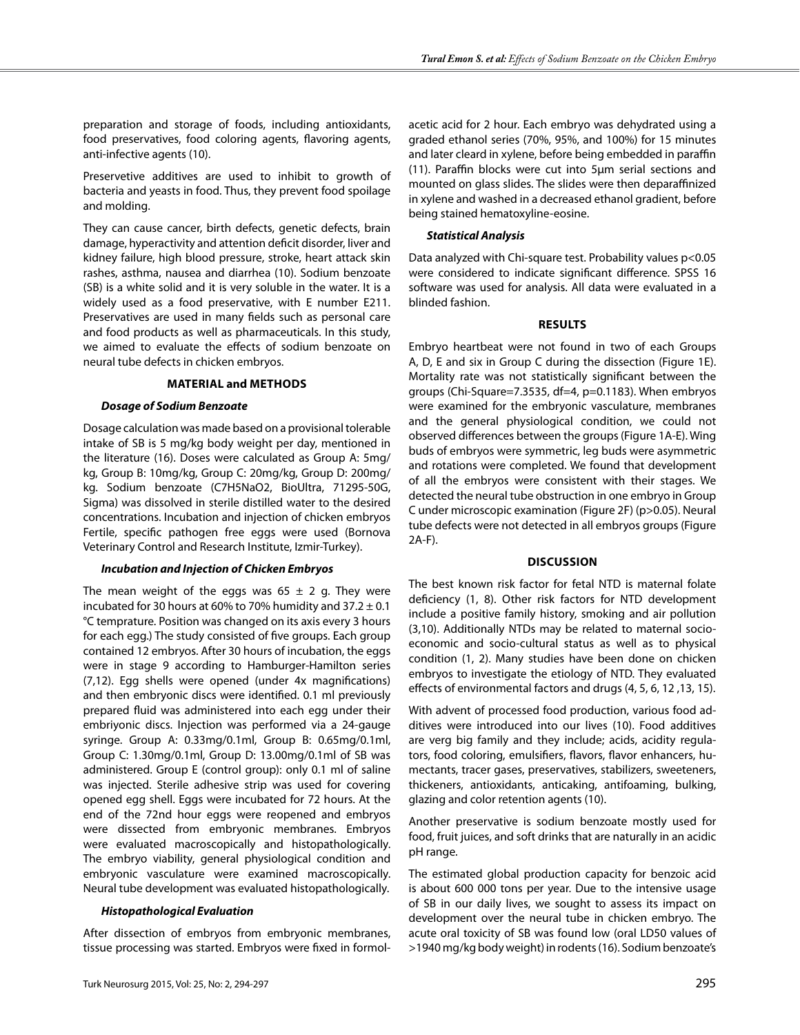preparation and storage of foods, including antioxidants, food preservatives, food coloring agents, flavoring agents, anti-infective agents (10).

Preservetive additives are used to inhibit to growth of bacteria and yeasts in food. Thus, they prevent food spoilage and molding.

They can cause cancer, birth defects, genetic defects, brain damage, hyperactivity and attention deficit disorder, liver and kidney failure, high blood pressure, stroke, heart attack skin rashes, asthma, nausea and diarrhea (10). Sodium benzoate (SB) is a white solid and it is very soluble in the water. It is a widely used as a food preservative, with E number E211. Preservatives are used in many fields such as personal care and food products as well as pharmaceuticals. In this study, we aimed to evaluate the effects of sodium benzoate on neural tube defects in chicken embryos.

## MATERIAL and METHODS

### *Dosage of Sodium Benzoate*

Dosage calculation was made based on a provisional tolerable intake of SB is 5 mg/kg body weight per day, mentioned in the literature (16). Doses were calculated as Group A: 5mg/kg, Group B: 10mg/kg, Group C: 20mg/kg, Group D: 200mg/kg. Sodium benzoate ($C_7H_5NaO_2$, BioUltra, 71295-50G, Sigma) was dissolved in sterile distilled water to the desired concentrations. Incubation and injection of chicken embryos Fertile, specific pathogen free eggs were used (Bornova Veterinary Control and Research Institute, Izmir-Turkey).

### *Incubation and Injection of Chicken Embryos*

The mean weight of the eggs was 65 ± 2 g. They were incubated for 30 hours at 60% to 70% humidity and 37.2 ± 0.1 °C temprature. Position was changed on its axis every 3 hours for each egg.) The study consisted of five groups. Each group contained 12 embryos. After 30 hours of incubation, the eggs were in stage 9 according to Hamburger-Hamilton series (7,12). Egg shells were opened (under 4x magnifications) and then embryonic discs were identified. 0.1 ml previously prepared fluid was administered into each egg under their embriyonic discs. Injection was performed via a 24-gauge syringe. Group A: 0.33mg/0.1ml, Group B: 0.65mg/0.1ml, Group C: 1.30mg/0.1ml, Group D: 13.00mg/0.1ml of SB was administered. Group E (control group): only 0.1 ml of saline was injected. Sterile adhesive strip was used for covering opened egg shell. Eggs were incubated for 72 hours. At the end of the 72nd hour eggs were reopened and embryos were dissected from embryonic membranes. Embryos were evaluated macroscopically and histopathologically. The embryo viability, general physiological condition and embryonic vasculature were examined macroscopically. Neural tube development was evaluated histopathologically.

### *Histopathological Evaluation*

After dissection of embryos from embryonic membranes, tissue processing was started. Embryos were fixed in formol-acetic acid for 2 hour. Each embryo was dehydrated using a graded ethanol series (70%, 95%, and 100%) for 15 minutes and later cleard in xylene, before being embedded in paraffin (11). Paraffin blocks were cut into 5µm serial sections and mounted on glass slides. The slides were then deparaffinized in xylene and washed in a decreased ethanol gradient, before being stained hematoxyline-eosine.

### *Statistical Analysis*

Data analyzed with Chi-square test. Probability values $p<0.05$ were considered to indicate significant difference. SPSS 16 software was used for analysis. All data were evaluated in a blinded fashion.

## RESULTS

Embryo heartbeat were not found in two of each Groups A, D, E and six in Group C during the dissection (Figure 1E). Mortality rate was not statistically significant between the groups (Chi-Square=7.3535, df=4, p=0.1183). When embryos were examined for the embryonic vasculature, membranes and the general physiological condition, we could not observed differences between the groups (Figure 1A-E). Wing buds of embryos were symmetric, leg buds were asymmetric and rotations were completed. We found that development of all the embryos were consistent with their stages. We detected the neural tube obstruction in one embryo in Group C under microscopic examination (Figure 2F) ($p>0.05$). Neural tube defects were not detected in all embryos groups (Figure 2A-F).

## DISCUSSION

The best known risk factor for fetal NTD is maternal folate deficiency (1, 8). Other risk factors for NTD development include a positive family history, smoking and air pollution (3,10). Additionally NTDs may be related to maternal socio-economic and socio-cultural status as well as to physical condition (1, 2). Many studies have been done on chicken embryos to investigate the etiology of NTD. They evaluated effects of environmental factors and drugs (4, 5, 6, 12 ,13, 15).

With advent of processed food production, various food additives were introduced into our lives (10). Food additives are verg big family and they include; acids, acidity regulators, food coloring, emulsifiers, flavors, flavor enhancers, humectants, tracer gases, preservatives, stabilizers, sweeteners, thickeners, antioxidants, anticaking, antifoaming, bulking, glazing and color retention agents (10).

Another preservative is sodium benzoate mostly used for food, fruit juices, and soft drinks that are naturally in an acidic pH range.

The estimated global production capacity for benzoic acid is about 600 000 tons per year. Due to the intensive usage of SB in our daily lives, we sought to assess its impact on development over the neural tube in chicken embryo. The acute oral toxicity of SB was found low (oral LD50 values of >1940 mg/kg body weight) in rodents (16). Sodium benzoate's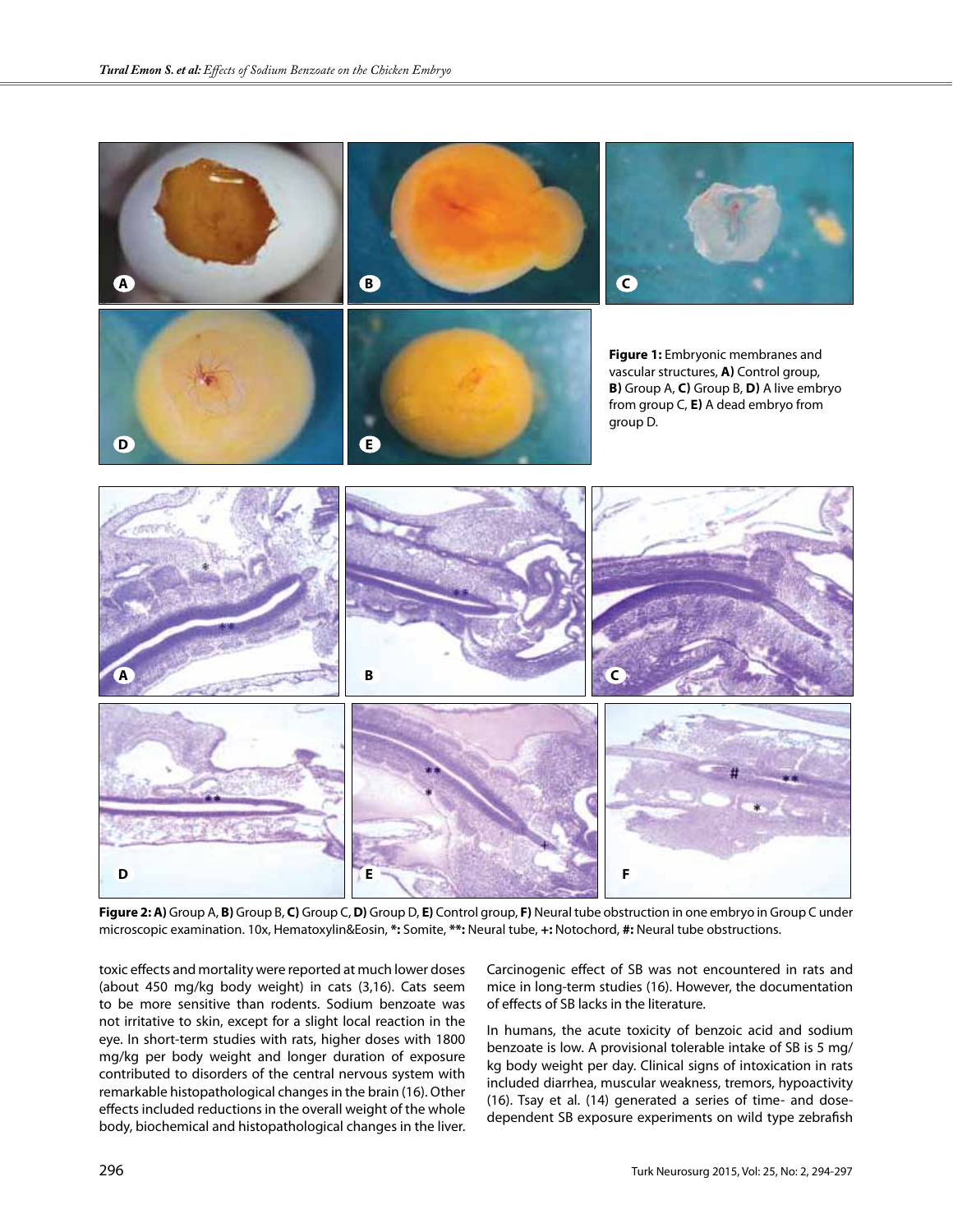**Figure 1:** Embryonic membranes and vascular structures, **A)** Control group, **B)** Group A, **C)** Group B, **D)** A live embryo from group C, **E)** A dead embryo from group D.

**Figure 2: A)** Group A, **B)** Group B, **C)** Group C, **D)** Group D, **E)** Control group, **F)** Neural tube obstruction in one embryo in Group C under microscopic examination. 10x, Hematoxylin&Eosin, ***:** Somite, ****:** Neural tube, **+:** Notochord, **#:** Neural tube obstructions.

toxic effects and mortality were reported at much lower doses (about 450 mg/kg body weight) in cats (3,16). Cats seem to be more sensitive than rodents. Sodium benzoate was not irritative to skin, except for a slight local reaction in the eye. In short-term studies with rats, higher doses with 1800 mg/kg per body weight and longer duration of exposure contributed to disorders of the central nervous system with remarkable histopathological changes in the brain (16). Other effects included reductions in the overall weight of the whole body, biochemical and histopathological changes in the liver.

Carcinogenic effect of SB was not encountered in rats and mice in long-term studies (16). However, the documentation of effects of SB lacks in the literature.

In humans, the acute toxicity of benzoic acid and sodium benzoate is low. A provisional tolerable intake of SB is 5 mg/kg body weight per day. Clinical signs of intoxication in rats included diarrhea, muscular weakness, tremors, hypoactivity (16). Tsay et al. (14) generated a series of time- and dose-dependent SB exposure experiments on wild type zebrafish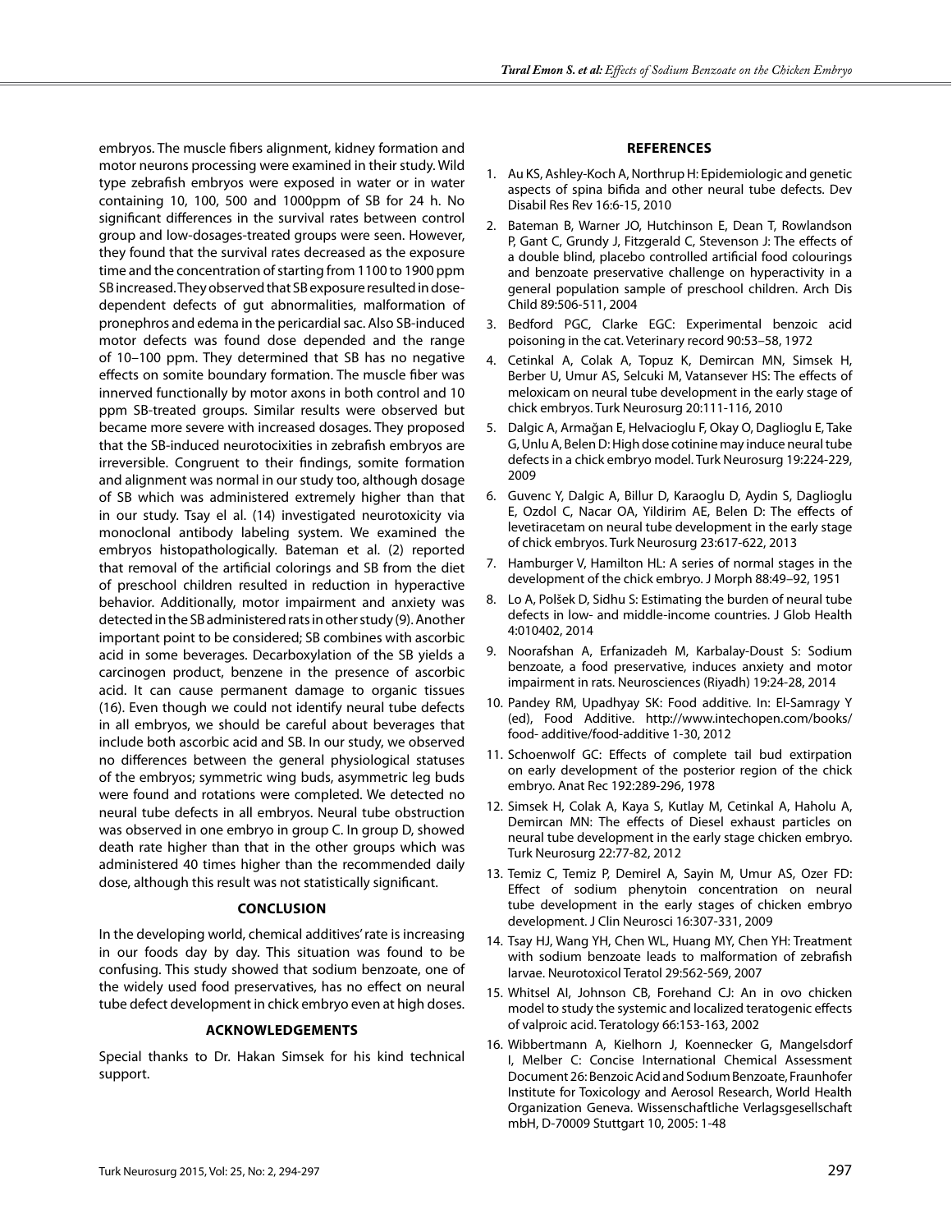embryos. The muscle fibers alignment, kidney formation and motor neurons processing were examined in their study. Wild type zebrafish embryos were exposed in water or in water containing 10, 100, 500 and 1000ppm of SB for 24 h. No significant differences in the survival rates between control group and low-dosages-treated groups were seen. However, they found that the survival rates decreased as the exposure time and the concentration of starting from 1100 to 1900 ppm SB increased. They observed that SB exposure resulted in dose-dependent defects of gut abnormalities, malformation of pronephros and edema in the pericardial sac. Also SB-induced motor defects was found dose depended and the range of 10–100 ppm. They determined that SB has no negative effects on somite boundary formation. The muscle fiber was innerved functionally by motor axons in both control and 10 ppm SB-treated groups. Similar results were observed but became more severe with increased dosages. They proposed that the SB-induced neurotocixities in zebrafish embryos are irreversible. Congruent to their findings, somite formation and alignment was normal in our study too, although dosage of SB which was administered extremely higher than that in our study. Tsay el al. (14) investigated neurotoxicity via monoclonal antibody labeling system. We examined the embryos histopathologically. Bateman et al. (2) reported that removal of the artificial colorings and SB from the diet of preschool children resulted in reduction in hyperactive behavior. Additionally, motor impairment and anxiety was detected in the SB administered rats in other study (9). Another important point to be considered; SB combines with ascorbic acid in some beverages. Decarboxylation of the SB yields a carcinogen product, benzene in the presence of ascorbic acid. It can cause permanent damage to organic tissues (16). Even though we could not identify neural tube defects in all embryos, we should be careful about beverages that include both ascorbic acid and SB. In our study, we observed no differences between the general physiological statuses of the embryos; symmetric wing buds, asymmetric leg buds were found and rotations were completed. We detected no neural tube defects in all embryos. Neural tube obstruction was observed in one embryo in group C. In group D, showed death rate higher than that in the other groups which was administered 40 times higher than the recommended daily dose, although this result was not statistically significant.

## CONCLUSION

In the developing world, chemical additives' rate is increasing in our foods day by day. This situation was found to be confusing. This study showed that sodium benzoate, one of the widely used food preservatives, has no effect on neural tube defect development in chick embryo even at high doses.

## ACKNOWLEDGEMENTS

Special thanks to Dr. Hakan Simsek for his kind technical support.

## REFERENCES

1. Au KS, Ashley-Koch A, Northrup H: Epidemiologic and genetic aspects of spina bifida and other neural tube defects. Dev Disabil Res Rev 16:6-15, 2010
2. Bateman B, Warner JO, Hutchinson E, Dean T, Rowlandson P, Gant C, Grundy J, Fitzgerald C, Stevenson J: The effects of a double blind, placebo controlled artificial food colourings and benzoate preservative challenge on hyperactivity in a general population sample of preschool children. Arch Dis Child 89:506-511, 2004
3. Bedford PGC, Clarke EGC: Experimental benzoic acid poisoning in the cat. Veterinary record 90:53–58, 1972
4. Cetinkal A, Colak A, Topuz K, Demircan MN, Simsek H, Berber U, Umur AS, Selcuki M, Vatansever HS: The effects of meloxicam on neural tube development in the early stage of chick embryos. Turk Neurosurg 20:111-116, 2010
5. Dalgic A, Armağan E, Helvacioglu F, Okay O, Daglioglu E, Take G, Unlu A, Belen D: High dose cotinine may induce neural tube defects in a chick embryo model. Turk Neurosurg 19:224-229, 2009
6. Guvenc Y, Dalgic A, Billur D, Karaoglu D, Aydin S, Daglioglu E, Ozdol C, Nacar OA, Yildirim AE, Belen D: The effects of levetiracetam on neural tube development in the early stage of chick embryos. Turk Neurosurg 23:617-622, 2013
7. Hamburger V, Hamilton HL: A series of normal stages in the development of the chick embryo. J Morph 88:49–92, 1951
8. Lo A, Polšek D, Sidhu S: Estimating the burden of neural tube defects in low- and middle-income countries. J Glob Health 4:010402, 2014
9. Noorafshan A, Erfanizadeh M, Karbalay-Doust S: Sodium benzoate, a food preservative, induces anxiety and motor impairment in rats. Neurosciences (Riyadh) 19:24-28, 2014
10. Pandey RM, Upadhyay SK: Food additive. In: El-Samragy Y (ed), Food Additive. http://www.intechopen.com/books/food- additive/food-additive 1-30, 2012
11. Schoenwolf GC: Effects of complete tail bud extirpation on early development of the posterior region of the chick embryo. Anat Rec 192:289-296, 1978
12. Simsek H, Colak A, Kaya S, Kutlay M, Cetinkal A, Haholu A, Demircan MN: The effects of Diesel exhaust particles on neural tube development in the early stage chicken embryo. Turk Neurosurg 22:77-82, 2012
13. Temiz C, Temiz P, Demirel A, Sayin M, Umur AS, Ozer FD: Effect of sodium phenytoin concentration on neural tube development in the early stages of chicken embryo development. J Clin Neurosci 16:307-331, 2009
14. Tsay HJ, Wang YH, Chen WL, Huang MY, Chen YH: Treatment with sodium benzoate leads to malformation of zebrafish larvae. Neurotoxicol Teratol 29:562-569, 2007
15. Whitsel AI, Johnson CB, Forehand CJ: An in ovo chicken model to study the systemic and localized teratogenic effects of valproic acid. Teratology 66:153-163, 2002
16. Wibbertmann A, Kielhorn J, Koennecker G, Mangelsdorf I, Melber C: Concise International Chemical Assessment Document 26: Benzoic Acid and Sodium Benzoate, Fraunhofer Institute for Toxicology and Aerosol Research, World Health Organization Geneva. Wissenschaftliche Verlagsgesellschaft mbH, D-70009 Stuttgart 10, 2005: 1-48